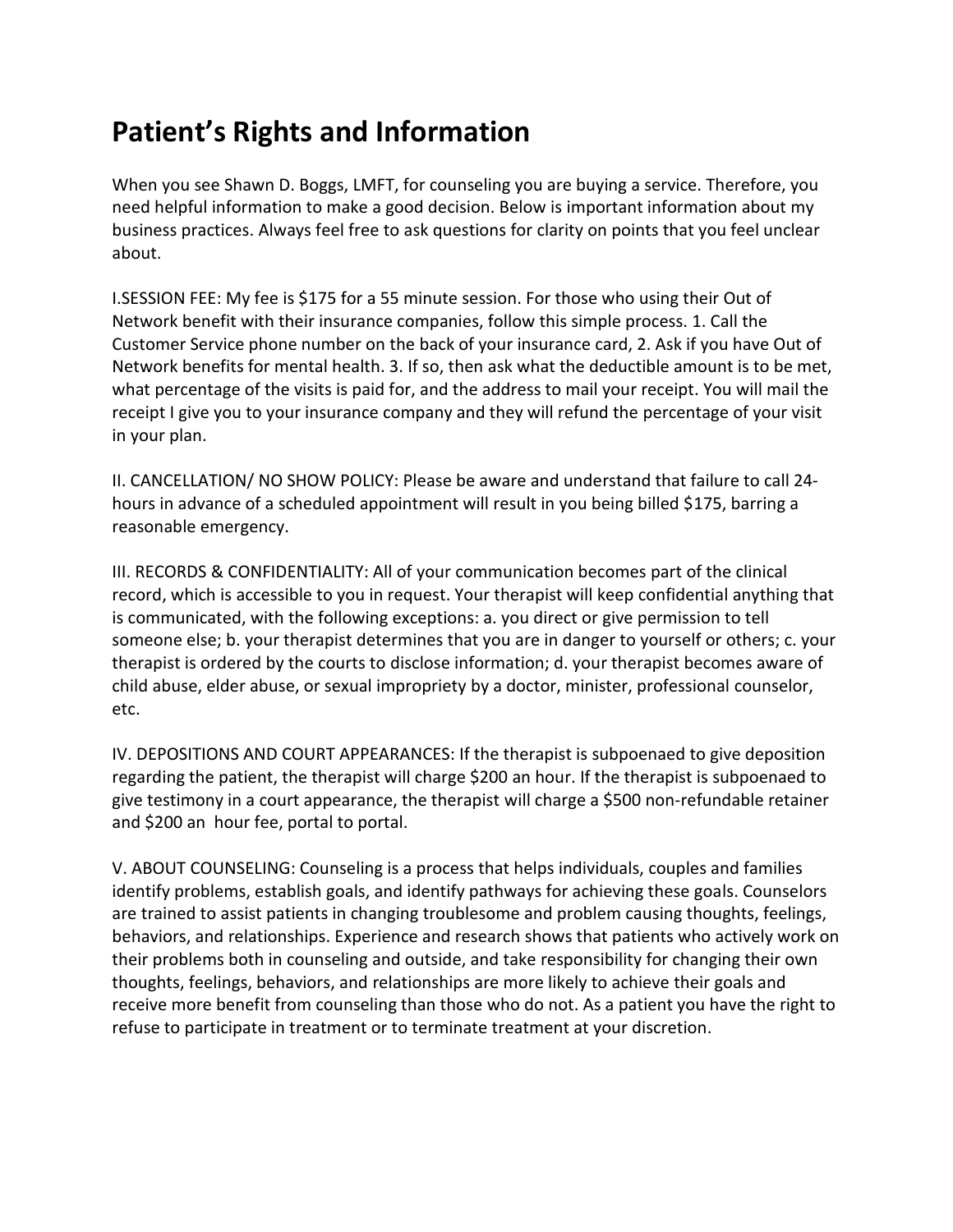# Patient's Rights and Information

When you see Shawn D. Boggs, LMFT, for counseling you are buying a service. Therefore, you need helpful information to make a good decision. Below is important information about my business practices. Always feel free to ask questions for clarity on points that you feel unclear about.

I.SESSION FEE: My fee is $175 for a 55 minute session. For those who using their Out of Network benefit with their insurance companies, follow this simple process. 1. Call the Customer Service phone number on the back of your insurance card, 2. Ask if you have Out of Network benefits for mental health. 3. If so, then ask what the deductible amount is to be met, what percentage of the visits is paid for, and the address to mail your receipt. You will mail the receipt I give you to your insurance company and they will refund the percentage of your visit in your plan.

II. CANCELLATION/ NO SHOW POLICY: Please be aware and understand that failure to call 24-hours in advance of a scheduled appointment will result in you being billed $175, barring a reasonable emergency.

III. RECORDS & CONFIDENTIALITY: All of your communication becomes part of the clinical record, which is accessible to you in request. Your therapist will keep confidential anything that is communicated, with the following exceptions: a. you direct or give permission to tell someone else; b. your therapist determines that you are in danger to yourself or others; c. your therapist is ordered by the courts to disclose information; d. your therapist becomes aware of child abuse, elder abuse, or sexual impropriety by a doctor, minister, professional counselor, etc.

IV. DEPOSITIONS AND COURT APPEARANCES: If the therapist is subpoenaed to give deposition regarding the patient, the therapist will charge $200 an hour. If the therapist is subpoenaed to give testimony in a court appearance, the therapist will charge a $500 non-refundable retainer and $200 an hour fee, portal to portal.

V. ABOUT COUNSELING: Counseling is a process that helps individuals, couples and families identify problems, establish goals, and identify pathways for achieving these goals. Counselors are trained to assist patients in changing troublesome and problem causing thoughts, feelings, behaviors, and relationships. Experience and research shows that patients who actively work on their problems both in counseling and outside, and take responsibility for changing their own thoughts, feelings, behaviors, and relationships are more likely to achieve their goals and receive more benefit from counseling than those who do not. As a patient you have the right to refuse to participate in treatment or to terminate treatment at your discretion.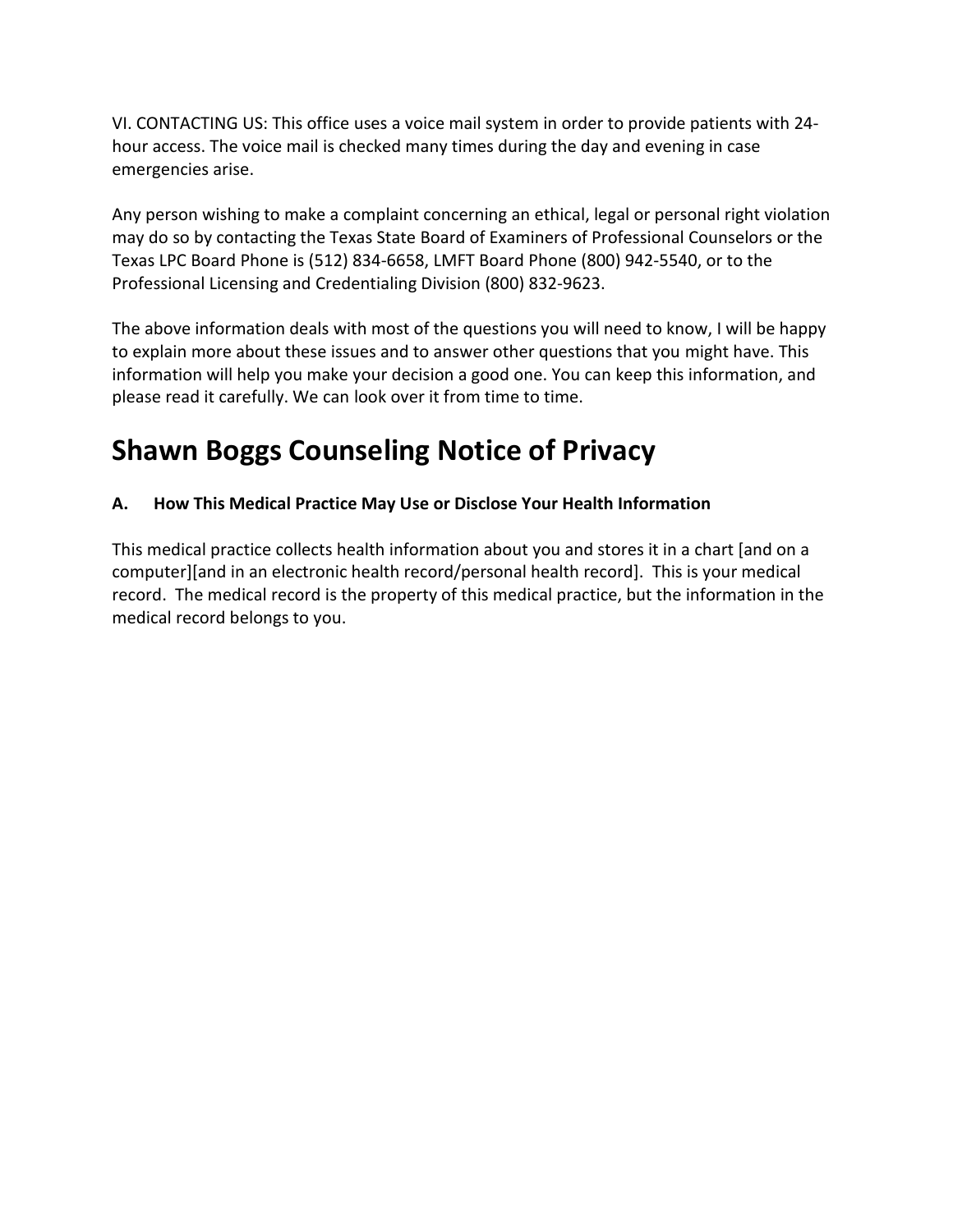VI. CONTACTING US: This office uses a voice mail system in order to provide patients with 24-hour access. The voice mail is checked many times during the day and evening in case emergencies arise.

Any person wishing to make a complaint concerning an ethical, legal or personal right violation may do so by contacting the Texas State Board of Examiners of Professional Counselors or the Texas LPC Board Phone is (512) 834-6658, LMFT Board Phone (800) 942-5540, or to the Professional Licensing and Credentialing Division (800) 832-9623.

The above information deals with most of the questions you will need to know, I will be happy to explain more about these issues and to answer other questions that you might have. This information will help you make your decision a good one. You can keep this information, and please read it carefully. We can look over it from time to time.

# Shawn Boggs Counseling Notice of Privacy

### A. How This Medical Practice May Use or Disclose Your Health Information

This medical practice collects health information about you and stores it in a chart [and on a computer][and in an electronic health record/personal health record]. This is your medical record. The medical record is the property of this medical practice, but the information in the medical record belongs to you.